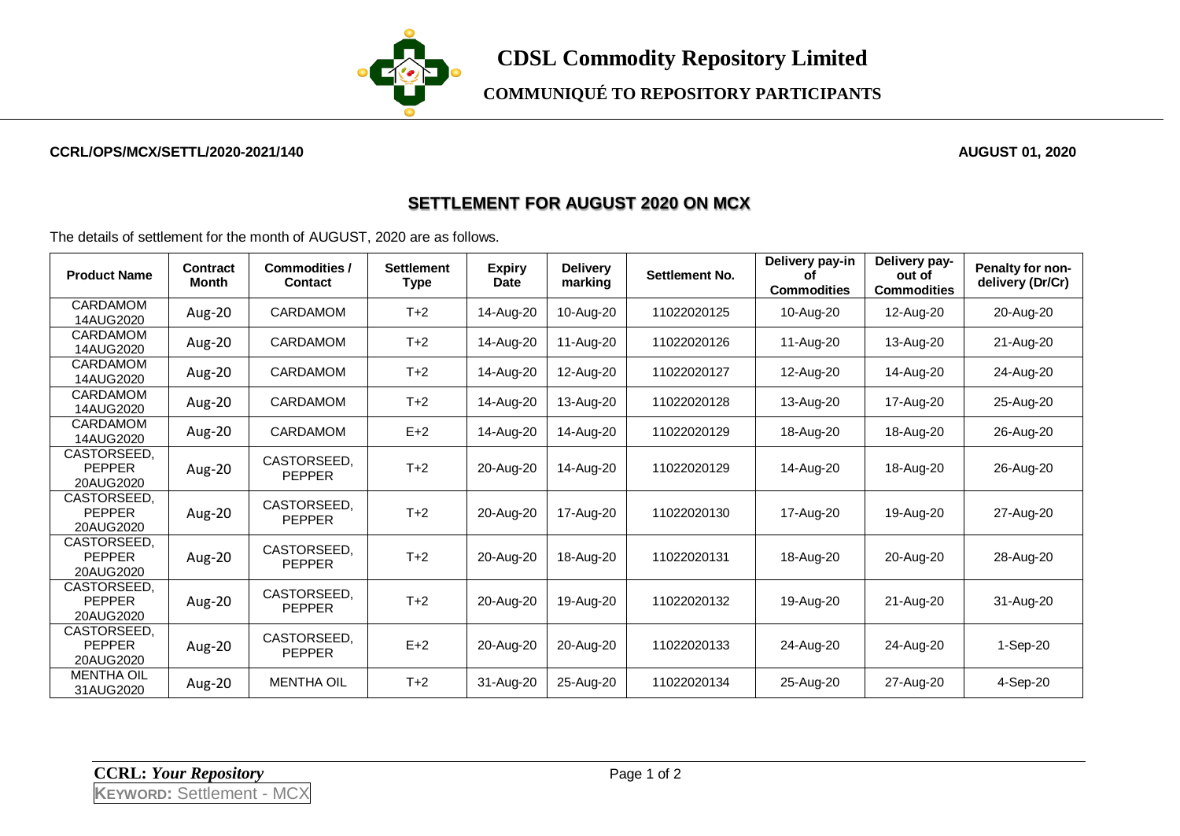# CDSL Commodity Repository Limited

## COMMUNIQUÉ TO REPOSITORY PARTICIPANTS

**CCRL/OPS/MCX/SETTL/2020-2021/140** **AUGUST 01, 2020**

## SETTLEMENT FOR AUGUST 2020 ON MCX

The details of settlement for the month of AUGUST, 2020 are as follows.

| Product Name | Contract Month | Commodities / Contact | Settlement Type | Expiry Date | Delivery marking | Settlement No. | Delivery pay-in of Commodities | Delivery pay-out of Commodities | Penalty for non-delivery (Dr/Cr) |
|---|---|---|---|---|---|---|---|---|---|
| CARDAMOM 14AUG2020 | Aug-20 | CARDAMOM | T+2 | 14-Aug-20 | 10-Aug-20 | 11022020125 | 10-Aug-20 | 12-Aug-20 | 20-Aug-20 |
| CARDAMOM 14AUG2020 | Aug-20 | CARDAMOM | T+2 | 14-Aug-20 | 11-Aug-20 | 11022020126 | 11-Aug-20 | 13-Aug-20 | 21-Aug-20 |
| CARDAMOM 14AUG2020 | Aug-20 | CARDAMOM | T+2 | 14-Aug-20 | 12-Aug-20 | 11022020127 | 12-Aug-20 | 14-Aug-20 | 24-Aug-20 |
| CARDAMOM 14AUG2020 | Aug-20 | CARDAMOM | T+2 | 14-Aug-20 | 13-Aug-20 | 11022020128 | 13-Aug-20 | 17-Aug-20 | 25-Aug-20 |
| CARDAMOM 14AUG2020 | Aug-20 | CARDAMOM | E+2 | 14-Aug-20 | 14-Aug-20 | 11022020129 | 18-Aug-20 | 18-Aug-20 | 26-Aug-20 |
| CASTORSEED, PEPPER 20AUG2020 | Aug-20 | CASTORSEED, PEPPER | T+2 | 20-Aug-20 | 14-Aug-20 | 11022020129 | 14-Aug-20 | 18-Aug-20 | 26-Aug-20 |
| CASTORSEED, PEPPER 20AUG2020 | Aug-20 | CASTORSEED, PEPPER | T+2 | 20-Aug-20 | 17-Aug-20 | 11022020130 | 17-Aug-20 | 19-Aug-20 | 27-Aug-20 |
| CASTORSEED, PEPPER 20AUG2020 | Aug-20 | CASTORSEED, PEPPER | T+2 | 20-Aug-20 | 18-Aug-20 | 11022020131 | 18-Aug-20 | 20-Aug-20 | 28-Aug-20 |
| CASTORSEED, PEPPER 20AUG2020 | Aug-20 | CASTORSEED, PEPPER | T+2 | 20-Aug-20 | 19-Aug-20 | 11022020132 | 19-Aug-20 | 21-Aug-20 | 31-Aug-20 |
| CASTORSEED, PEPPER 20AUG2020 | Aug-20 | CASTORSEED, PEPPER | E+2 | 20-Aug-20 | 20-Aug-20 | 11022020133 | 24-Aug-20 | 24-Aug-20 | 1-Sep-20 |
| MENTHA OIL 31AUG2020 | Aug-20 | MENTHA OIL | T+2 | 31-Aug-20 | 25-Aug-20 | 11022020134 | 25-Aug-20 | 27-Aug-20 | 4-Sep-20 |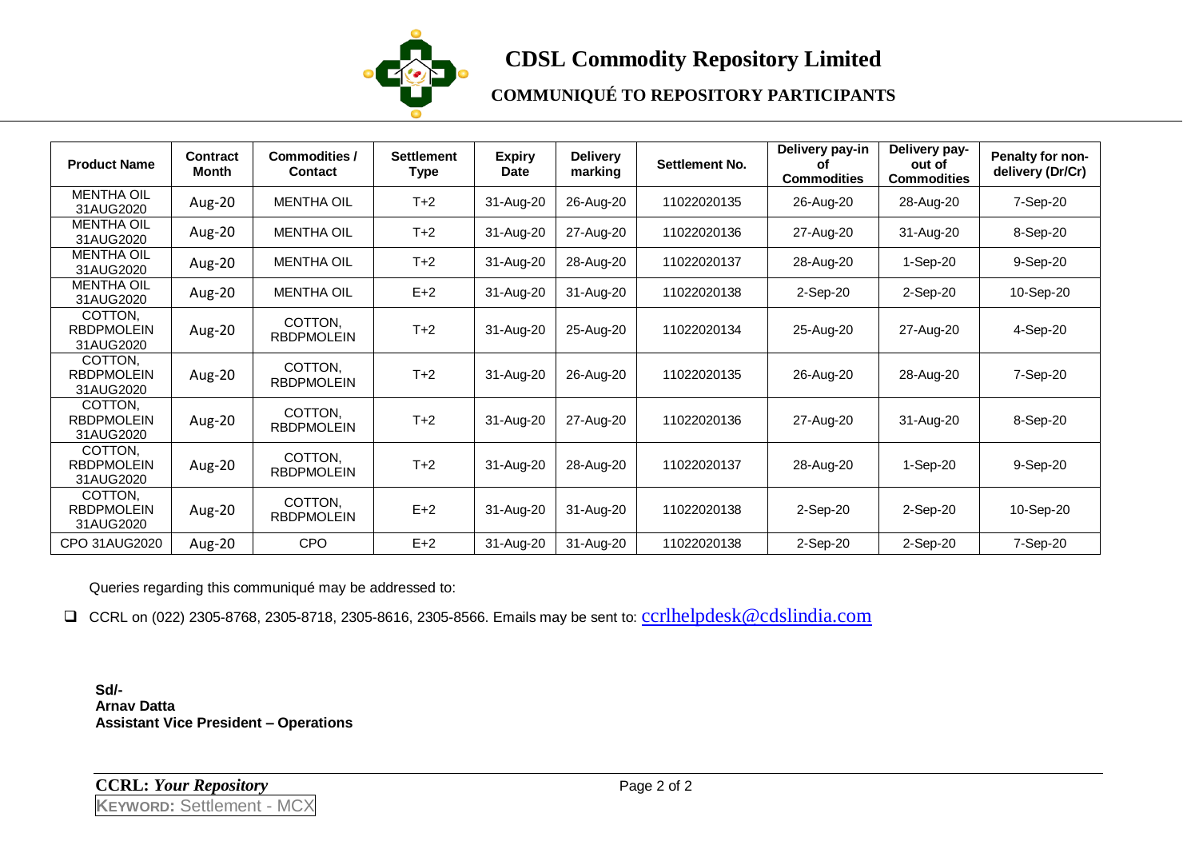# CDSL Commodity Repository Limited

## COMMUNIQUÉ TO REPOSITORY PARTICIPANTS

| Product Name | Contract Month | Commodities / Contact | Settlement Type | Expiry Date | Delivery marking | Settlement No. | Delivery pay-in of Commodities | Delivery pay-out of Commodities | Penalty for non-delivery (Dr/Cr) |
|---|---|---|---|---|---|---|---|---|---|
| MENTHA OIL 31AUG2020 | Aug-20 | MENTHA OIL | T+2 | 31-Aug-20 | 26-Aug-20 | 11022020135 | 26-Aug-20 | 28-Aug-20 | 7-Sep-20 |
| MENTHA OIL 31AUG2020 | Aug-20 | MENTHA OIL | T+2 | 31-Aug-20 | 27-Aug-20 | 11022020136 | 27-Aug-20 | 31-Aug-20 | 8-Sep-20 |
| MENTHA OIL 31AUG2020 | Aug-20 | MENTHA OIL | T+2 | 31-Aug-20 | 28-Aug-20 | 11022020137 | 28-Aug-20 | 1-Sep-20 | 9-Sep-20 |
| MENTHA OIL 31AUG2020 | Aug-20 | MENTHA OIL | E+2 | 31-Aug-20 | 31-Aug-20 | 11022020138 | 2-Sep-20 | 2-Sep-20 | 10-Sep-20 |
| COTTON, RBDPMOLEIN 31AUG2020 | Aug-20 | COTTON, RBDPMOLEIN | T+2 | 31-Aug-20 | 25-Aug-20 | 11022020134 | 25-Aug-20 | 27-Aug-20 | 4-Sep-20 |
| COTTON, RBDPMOLEIN 31AUG2020 | Aug-20 | COTTON, RBDPMOLEIN | T+2 | 31-Aug-20 | 26-Aug-20 | 11022020135 | 26-Aug-20 | 28-Aug-20 | 7-Sep-20 |
| COTTON, RBDPMOLEIN 31AUG2020 | Aug-20 | COTTON, RBDPMOLEIN | T+2 | 31-Aug-20 | 27-Aug-20 | 11022020136 | 27-Aug-20 | 31-Aug-20 | 8-Sep-20 |
| COTTON, RBDPMOLEIN 31AUG2020 | Aug-20 | COTTON, RBDPMOLEIN | T+2 | 31-Aug-20 | 28-Aug-20 | 11022020137 | 28-Aug-20 | 1-Sep-20 | 9-Sep-20 |
| COTTON, RBDPMOLEIN 31AUG2020 | Aug-20 | COTTON, RBDPMOLEIN | E+2 | 31-Aug-20 | 31-Aug-20 | 11022020138 | 2-Sep-20 | 2-Sep-20 | 10-Sep-20 |
| CPO 31AUG2020 | Aug-20 | CPO | E+2 | 31-Aug-20 | 31-Aug-20 | 11022020138 | 2-Sep-20 | 2-Sep-20 | 7-Sep-20 |

Queries regarding this communiqué may be addressed to:

- CCRL on (022) 2305-8768, 2305-8718, 2305-8616, 2305-8566. Emails may be sent to: ccrlhelpdesk@cdslindia.com

**Sd/-**
**Arnav Datta**
**Assistant Vice President – Operations**

**CCRL:** ***Your Repository***

**KEYWORD:** Settlement - MCX